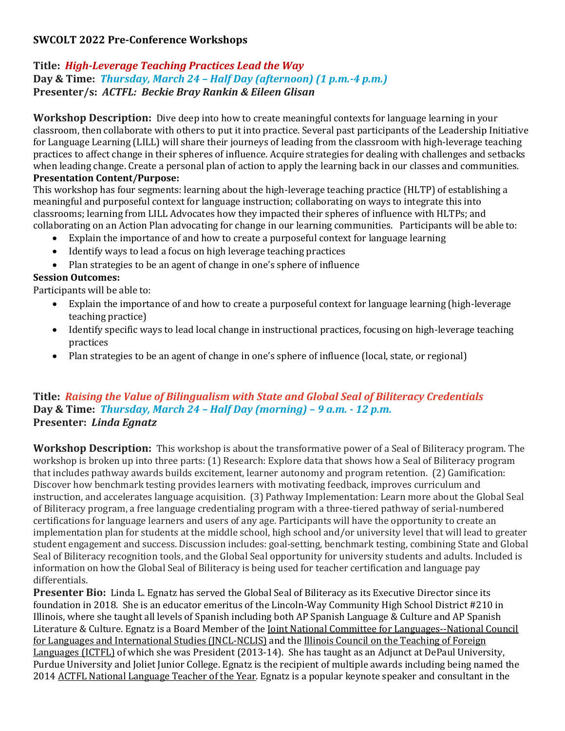**SWCOLT 2022 Pre-Conference Workshops**

**Title:** ***High-Leverage Teaching Practices Lead the Way***
**Day & Time:** ***Thursday, March 24 – Half Day (afternoon) (1 p.m.-4 p.m.)***
**Presenter/s:** ***ACTFL: Beckie Bray Rankin & Eileen Glisan***

**Workshop Description:** Dive deep into how to create meaningful contexts for language learning in your classroom, then collaborate with others to put it into practice. Several past participants of the Leadership Initiative for Language Learning (LILL) will share their journeys of leading from the classroom with high-leverage teaching practices to affect change in their spheres of influence. Acquire strategies for dealing with challenges and setbacks when leading change. Create a personal plan of action to apply the learning back in our classes and communities.

**Presentation Content/Purpose:**
This workshop has four segments: learning about the high-leverage teaching practice (HLTP) of establishing a meaningful and purposeful context for language instruction; collaborating on ways to integrate this into classrooms; learning from LILL Advocates how they impacted their spheres of influence with HLTPs; and collaborating on an Action Plan advocating for change in our learning communities. Participants will be able to:

- Explain the importance of and how to create a purposeful context for language learning
- Identify ways to lead a focus on high leverage teaching practices
- Plan strategies to be an agent of change in one's sphere of influence

**Session Outcomes:**
Participants will be able to:

- Explain the importance of and how to create a purposeful context for language learning (high-leverage teaching practice)
- Identify specific ways to lead local change in instructional practices, focusing on high-leverage teaching practices
- Plan strategies to be an agent of change in one's sphere of influence (local, state, or regional)

**Title:** ***Raising the Value of Bilingualism with State and Global Seal of Biliteracy Credentials***
**Day & Time:** ***Thursday, March 24 – Half Day (morning) – 9 a.m. - 12 p.m.***
**Presenter:** ***Linda Egnatz***

**Workshop Description:** This workshop is about the transformative power of a Seal of Biliteracy program. The workshop is broken up into three parts: (1) Research: Explore data that shows how a Seal of Biliteracy program that includes pathway awards builds excitement, learner autonomy and program retention. (2) Gamification: Discover how benchmark testing provides learners with motivating feedback, improves curriculum and instruction, and accelerates language acquisition. (3) Pathway Implementation: Learn more about the Global Seal of Biliteracy program, a free language credentialing program with a three-tiered pathway of serial-numbered certifications for language learners and users of any age. Participants will have the opportunity to create an implementation plan for students at the middle school, high school and/or university level that will lead to greater student engagement and success. Discussion includes: goal-setting, benchmark testing, combining State and Global Seal of Biliteracy recognition tools, and the Global Seal opportunity for university students and adults. Included is information on how the Global Seal of Biliteracy is being used for teacher certification and language pay differentials.

**Presenter Bio:** Linda L. Egnatz has served the Global Seal of Biliteracy as its Executive Director since its foundation in 2018. She is an educator emeritus of the Lincoln-Way Community High School District #210 in Illinois, where she taught all levels of Spanish including both AP Spanish Language & Culture and AP Spanish Literature & Culture. Egnatz is a Board Member of the Joint National Committee for Languages--National Council for Languages and International Studies (JNCL-NCLIS) and the Illinois Council on the Teaching of Foreign Languages (ICTFL) of which she was President (2013-14). She has taught as an Adjunct at DePaul University, Purdue University and Joliet Junior College. Egnatz is the recipient of multiple awards including being named the 2014 ACTFL National Language Teacher of the Year. Egnatz is a popular keynote speaker and consultant in the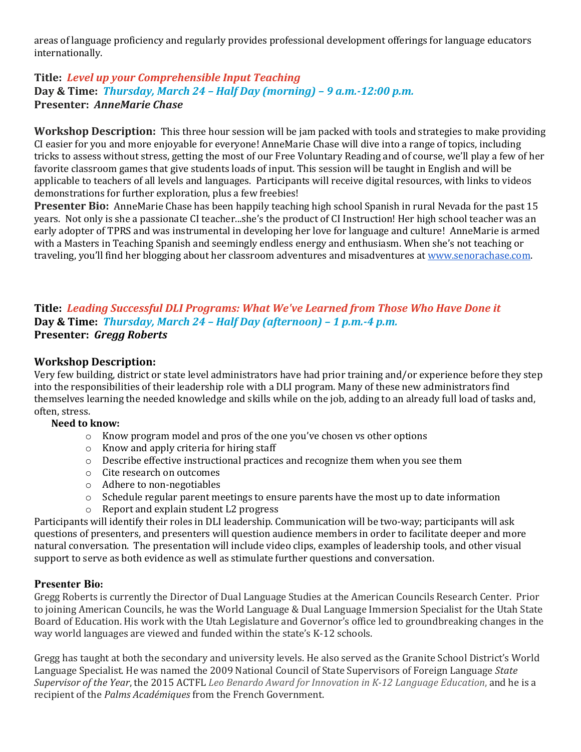areas of language proficiency and regularly provides professional development offerings for language educators internationally.

**Title:** ***Level up your Comprehensible Input Teaching***
**Day & Time:** ***Thursday, March 24 – Half Day (morning) – 9 a.m.-12:00 p.m.***
**Presenter:** ***AnneMarie Chase***

**Workshop Description:** This three hour session will be jam packed with tools and strategies to make providing CI easier for you and more enjoyable for everyone! AnneMarie Chase will dive into a range of topics, including tricks to assess without stress, getting the most of our Free Voluntary Reading and of course, we'll play a few of her favorite classroom games that give students loads of input. This session will be taught in English and will be applicable to teachers of all levels and languages. Participants will receive digital resources, with links to videos demonstrations for further exploration, plus a few freebies!

**Presenter Bio:** AnneMarie Chase has been happily teaching high school Spanish in rural Nevada for the past 15 years. Not only is she a passionate CI teacher...she's the product of CI Instruction! Her high school teacher was an early adopter of TPRS and was instrumental in developing her love for language and culture! AnneMarie is armed with a Masters in Teaching Spanish and seemingly endless energy and enthusiasm. When she's not teaching or traveling, you'll find her blogging about her classroom adventures and misadventures at [www.senorachase.com](http://www.senorachase.com).

**Title:** ***Leading Successful DLI Programs: What We've Learned from Those Who Have Done it***
**Day & Time:** ***Thursday, March 24 – Half Day (afternoon) – 1 p.m.-4 p.m.***
**Presenter:** ***Gregg Roberts***

**Workshop Description:**

Very few building, district or state level administrators have had prior training and/or experience before they step into the responsibilities of their leadership role with a DLI program. Many of these new administrators find themselves learning the needed knowledge and skills while on the job, adding to an already full load of tasks and, often, stress.

**Need to know:**

- Know program model and pros of the one you've chosen vs other options
- Know and apply criteria for hiring staff
- Describe effective instructional practices and recognize them when you see them
- Cite research on outcomes
- Adhere to non-negotiables
- Schedule regular parent meetings to ensure parents have the most up to date information
- Report and explain student L2 progress

Participants will identify their roles in DLI leadership. Communication will be two-way; participants will ask questions of presenters, and presenters will question audience members in order to facilitate deeper and more natural conversation. The presentation will include video clips, examples of leadership tools, and other visual support to serve as both evidence as well as stimulate further questions and conversation.

**Presenter Bio:**

Gregg Roberts is currently the Director of Dual Language Studies at the American Councils Research Center. Prior to joining American Councils, he was the World Language & Dual Language Immersion Specialist for the Utah State Board of Education. His work with the Utah Legislature and Governor's office led to groundbreaking changes in the way world languages are viewed and funded within the state's K-12 schools.

Gregg has taught at both the secondary and university levels. He also served as the Granite School District's World Language Specialist. He was named the 2009 National Council of State Supervisors of Foreign Language *State Supervisor of the Year*, the 2015 ACTFL *Leo Benardo Award for Innovation in K-12 Language Education*, and he is a recipient of the *Palms Académiques* from the French Government.